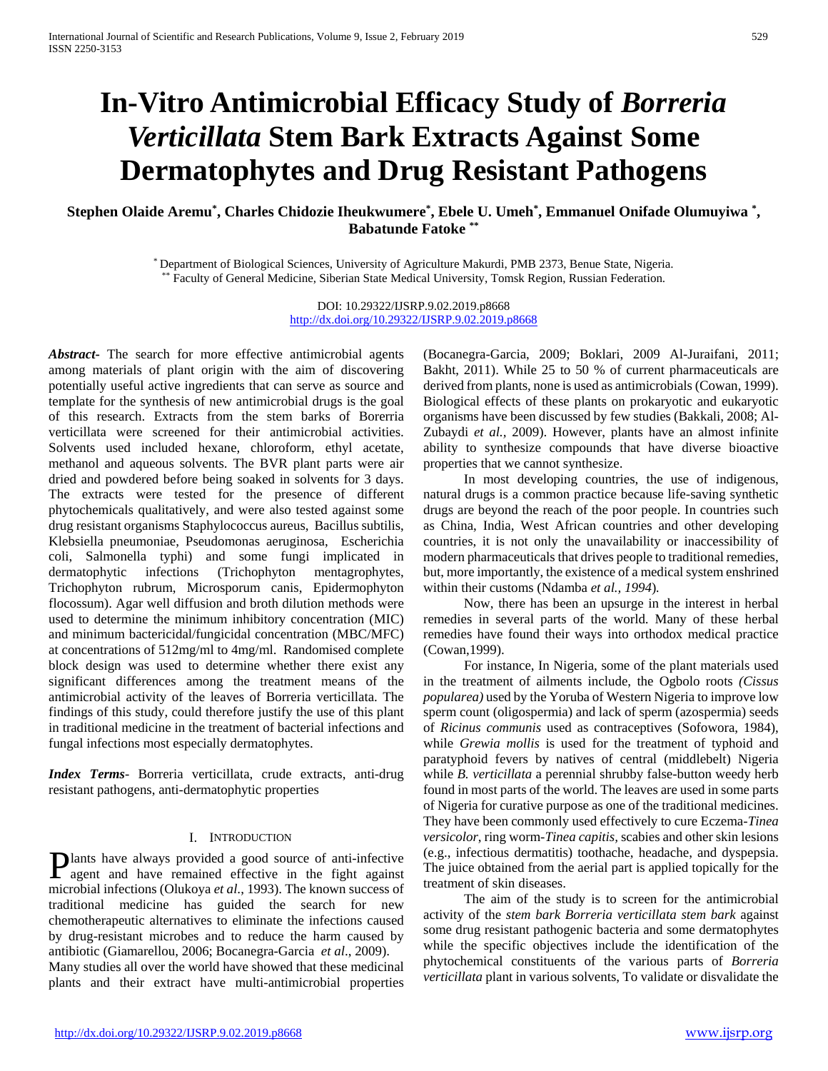# In-Vitro Antimicrobial Efficacy Study of *Borreria Verticillata* Stem Bark Extracts Against Some Dermatophytes and Drug Resistant Pathogens

**Stephen Olaide Aremu[*], Charles Chidozie Iheukwumere[*], Ebele U. Umeh[*], Emmanuel Onifade Olumuyiwa [*], Babatunde Fatoke [**]**

[*] Department of Biological Sciences, University of Agriculture Makurdi, PMB 2373, Benue State, Nigeria.
[**] Faculty of General Medicine, Siberian State Medical University, Tomsk Region, Russian Federation.

DOI: 10.29322/IJSRP.9.02.2019.p8668
http://dx.doi.org/10.29322/IJSRP.9.02.2019.p8668

***Abstract*****-** The search for more effective antimicrobial agents among materials of plant origin with the aim of discovering potentially useful active ingredients that can serve as source and template for the synthesis of new antimicrobial drugs is the goal of this research. Extracts from the stem barks of Borerria verticillata were screened for their antimicrobial activities. Solvents used included hexane, chloroform, ethyl acetate, methanol and aqueous solvents. The BVR plant parts were air dried and powdered before being soaked in solvents for 3 days. The extracts were tested for the presence of different phytochemicals qualitatively, and were also tested against some drug resistant organisms Staphylococcus aureus, Bacillus subtilis, Klebsiella pneumoniae, Pseudomonas aeruginosa, Escherichia coli, Salmonella typhi) and some fungi implicated in dermatophytic infections (Trichophyton mentagrophytes, Trichophyton rubrum, Microsporum canis, Epidermophyton flocossum). Agar well diffusion and broth dilution methods were used to determine the minimum inhibitory concentration (MIC) and minimum bactericidal/fungicidal concentration (MBC/MFC) at concentrations of 512mg/ml to 4mg/ml. Randomised complete block design was used to determine whether there exist any significant differences among the treatment means of the antimicrobial activity of the leaves of Borreria verticillata. The findings of this study, could therefore justify the use of this plant in traditional medicine in the treatment of bacterial infections and fungal infections most especially dermatophytes.

***Index Terms*****-** Borreria verticillata, crude extracts, anti-drug resistant pathogens, anti-dermatophytic properties

## I. Introduction

Plants have always provided a good source of anti-infective agent and have remained effective in the fight against microbial infections (Olukoya *et al*., 1993). The known success of traditional medicine has guided the search for new chemotherapeutic alternatives to eliminate the infections caused by drug-resistant microbes and to reduce the harm caused by antibiotic (Giamarellou, 2006; Bocanegra-Garcia *et al*., 2009).

Many studies all over the world have showed that these medicinal plants and their extract have multi-antimicrobial properties (Bocanegra-Garcia, 2009; Boklari, 2009 Al-Juraifani, 2011; Bakht, 2011). While 25 to 50 % of current pharmaceuticals are derived from plants, none is used as antimicrobials (Cowan, 1999). Biological effects of these plants on prokaryotic and eukaryotic organisms have been discussed by few studies (Bakkali, 2008; Al-Zubaydi *et al.,* 2009). However, plants have an almost infinite ability to synthesize compounds that have diverse bioactive properties that we cannot synthesize.

In most developing countries, the use of indigenous, natural drugs is a common practice because life-saving synthetic drugs are beyond the reach of the poor people. In countries such as China, India, West African countries and other developing countries, it is not only the unavailability or inaccessibility of modern pharmaceuticals that drives people to traditional remedies, but, more importantly, the existence of a medical system enshrined within their customs (Ndamba *et al., 1994*)*.*

Now, there has been an upsurge in the interest in herbal remedies in several parts of the world. Many of these herbal remedies have found their ways into orthodox medical practice (Cowan,1999).

For instance, In Nigeria, some of the plant materials used in the treatment of ailments include, the Ogbolo roots *(Cissus popularea)* used by the Yoruba of Western Nigeria to improve low sperm count (oligospermia) and lack of sperm (azospermia) seeds of *Ricinus communis* used as contraceptives (Sofowora, 1984), while *Grewia mollis* is used for the treatment of typhoid and paratyphoid fevers by natives of central (middlebelt) Nigeria while *B. verticillata* a perennial shrubby false-button weedy herb found in most parts of the world. The leaves are used in some parts of Nigeria for curative purpose as one of the traditional medicines. They have been commonly used effectively to cure Eczema-*Tinea versicolor*, ring worm-*Tinea capitis*, scabies and other skin lesions (e.g., infectious dermatitis) toothache, headache, and dyspepsia. The juice obtained from the aerial part is applied topically for the treatment of skin diseases.

The aim of the study is to screen for the antimicrobial activity of the *stem bark Borreria verticillata stem bark* against some drug resistant pathogenic bacteria and some dermatophytes while the specific objectives include the identification of the phytochemical constituents of the various parts of *Borreria verticillata* plant in various solvents, To validate or disvalidate the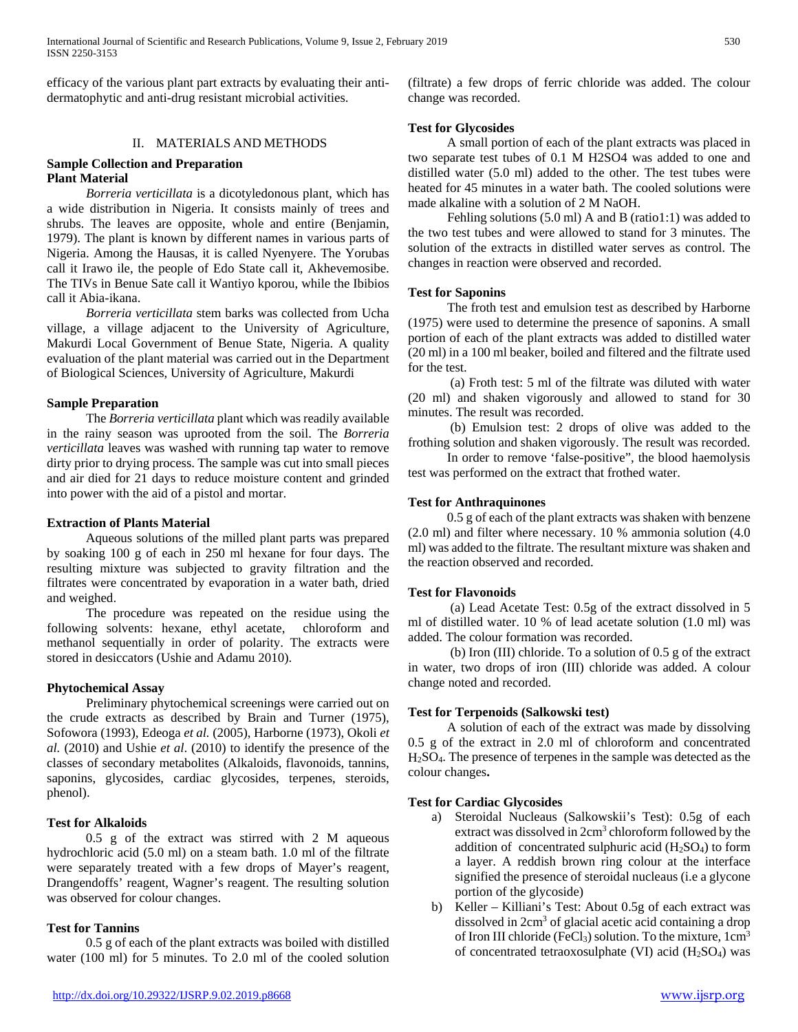efficacy of the various plant part extracts by evaluating their anti-dermatophytic and anti-drug resistant microbial activities.

## II. MATERIALS AND METHODS

### Sample Collection and Preparation

**Plant Material**

*Borreria verticillata* is a dicotyledonous plant, which has a wide distribution in Nigeria. It consists mainly of trees and shrubs. The leaves are opposite, whole and entire (Benjamin, 1979). The plant is known by different names in various parts of Nigeria. Among the Hausas, it is called Nyenyere. The Yorubas call it Irawo ile, the people of Edo State call it, Akhevemosibe. The TIVs in Benue Sate call it Wantiyo kporou, while the Ibibios call it Abia-ikana.

*Borreria verticillata* stem barks was collected from Ucha village, a village adjacent to the University of Agriculture, Makurdi Local Government of Benue State, Nigeria. A quality evaluation of the plant material was carried out in the Department of Biological Sciences, University of Agriculture, Makurdi

### Sample Preparation

The *Borreria verticillata* plant which was readily available in the rainy season was uprooted from the soil. The *Borreria verticillata* leaves was washed with running tap water to remove dirty prior to drying process. The sample was cut into small pieces and air died for 21 days to reduce moisture content and grinded into power with the aid of a pistol and mortar.

### Extraction of Plants Material

Aqueous solutions of the milled plant parts was prepared by soaking 100 g of each in 250 ml hexane for four days. The resulting mixture was subjected to gravity filtration and the filtrates were concentrated by evaporation in a water bath, dried and weighed.

The procedure was repeated on the residue using the following solvents: hexane, ethyl acetate, chloroform and methanol sequentially in order of polarity. The extracts were stored in desiccators (Ushie and Adamu 2010).

### Phytochemical Assay

Preliminary phytochemical screenings were carried out on the crude extracts as described by Brain and Turner (1975), Sofowora (1993), Edeoga *et al.* (2005), Harborne (1973), Okoli *et al.* (2010) and Ushie *et al.* (2010) to identify the presence of the classes of secondary metabolites (Alkaloids, flavonoids, tannins, saponins, glycosides, cardiac glycosides, terpenes, steroids, phenol).

### Test for Alkaloids

0.5 g of the extract was stirred with 2 M aqueous hydrochloric acid (5.0 ml) on a steam bath. 1.0 ml of the filtrate were separately treated with a few drops of Mayer's reagent, Drangendoffs' reagent, Wagner's reagent. The resulting solution was observed for colour changes.

### Test for Tannins

0.5 g of each of the plant extracts was boiled with distilled water (100 ml) for 5 minutes. To 2.0 ml of the cooled solution (filtrate) a few drops of ferric chloride was added. The colour change was recorded.

### Test for Glycosides

A small portion of each of the plant extracts was placed in two separate test tubes of 0.1 M H2SO4 was added to one and distilled water (5.0 ml) added to the other. The test tubes were heated for 45 minutes in a water bath. The cooled solutions were made alkaline with a solution of 2 M NaOH.

Fehling solutions (5.0 ml) A and B (ratio1:1) was added to the two test tubes and were allowed to stand for 3 minutes. The solution of the extracts in distilled water serves as control. The changes in reaction were observed and recorded.

### Test for Saponins

The froth test and emulsion test as described by Harborne (1975) were used to determine the presence of saponins. A small portion of each of the plant extracts was added to distilled water (20 ml) in a 100 ml beaker, boiled and filtered and the filtrate used for the test.

(a) Froth test: 5 ml of the filtrate was diluted with water (20 ml) and shaken vigorously and allowed to stand for 30 minutes. The result was recorded.

(b) Emulsion test: 2 drops of olive was added to the frothing solution and shaken vigorously. The result was recorded.

In order to remove 'false-positive", the blood haemolysis test was performed on the extract that frothed water.

### Test for Anthraquinones

0.5 g of each of the plant extracts was shaken with benzene (2.0 ml) and filter where necessary. 10 % ammonia solution (4.0 ml) was added to the filtrate. The resultant mixture was shaken and the reaction observed and recorded.

### Test for Flavonoids

(a) Lead Acetate Test: 0.5g of the extract dissolved in 5 ml of distilled water. 10 % of lead acetate solution (1.0 ml) was added. The colour formation was recorded.

(b) Iron (III) chloride. To a solution of 0.5 g of the extract in water, two drops of iron (III) chloride was added. A colour change noted and recorded.

### Test for Terpenoids (Salkowski test)

A solution of each of the extract was made by dissolving 0.5 g of the extract in 2.0 ml of chloroform and concentrated $H_2SO_4$. The presence of terpenes in the sample was detected as the colour changes**.**

### Test for Cardiac Glycosides

a) Steroidal Nucleaus (Salkowskii's Test): 0.5g of each extract was dissolved in 2cm$^3$ chloroform followed by the addition of concentrated sulphuric acid ($H_2SO_4$) to form a layer. A reddish brown ring colour at the interface signified the presence of steroidal nucleaus (i.e a glycone portion of the glycoside)
b) Keller – Killiani's Test: About 0.5g of each extract was dissolved in 2cm$^3$ of glacial acetic acid containing a drop of Iron III chloride ($FeCl_3$) solution. To the mixture, 1cm$^3$ of concentrated tetraoxosulphate (VI) acid ($H_2SO_4$) was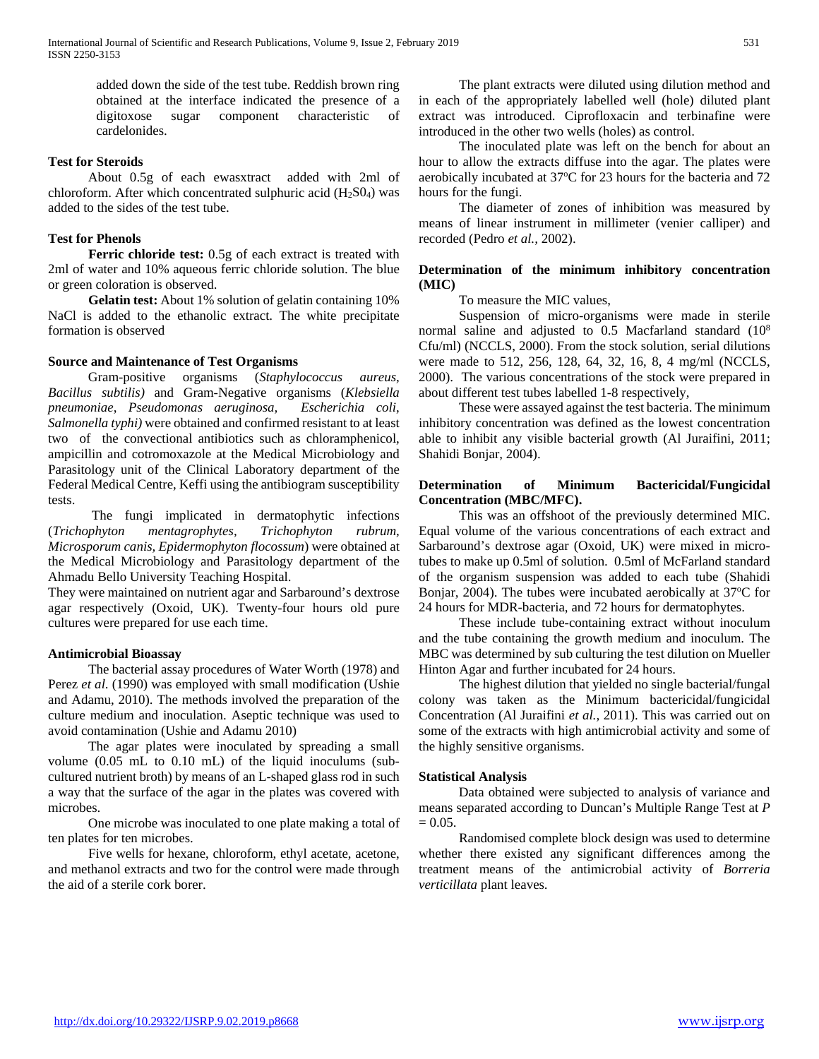added down the side of the test tube. Reddish brown ring obtained at the interface indicated the presence of a digitoxose sugar component characteristic of cardelonides.

### Test for Steroids

About 0.5g of each ewasxtract added with 2ml of chloroform. After which concentrated sulphuric acid ($H_2S0_4$) was added to the sides of the test tube.

### Test for Phenols

**Ferric chloride test:** 0.5g of each extract is treated with 2ml of water and 10% aqueous ferric chloride solution. The blue or green coloration is observed.

**Gelatin test:** About 1% solution of gelatin containing 10% NaCl is added to the ethanolic extract. The white precipitate formation is observed

### Source and Maintenance of Test Organisms

Gram-positive organisms (*Staphylococcus aureus, Bacillus subtilis)* and Gram-Negative organisms (*Klebsiella pneumoniae*, *Pseudomonas aeruginosa, Escherichia coli*, *Salmonella typhi)* were obtained and confirmed resistant to at least two of the convectional antibiotics such as chloramphenicol, ampicillin and cotromoxazole at the Medical Microbiology and Parasitology unit of the Clinical Laboratory department of the Federal Medical Centre, Keffi using the antibiogram susceptibility tests.

The fungi implicated in dermatophytic infections (*Trichophyton mentagrophytes, Trichophyton rubrum, Microsporum canis, Epidermophyton flocossum*) were obtained at the Medical Microbiology and Parasitology department of the Ahmadu Bello University Teaching Hospital.

They were maintained on nutrient agar and Sarbaround's dextrose agar respectively (Oxoid, UK). Twenty-four hours old pure cultures were prepared for use each time.

### Antimicrobial Bioassay

The bacterial assay procedures of Water Worth (1978) and Perez *et al.* (1990) was employed with small modification (Ushie and Adamu, 2010). The methods involved the preparation of the culture medium and inoculation. Aseptic technique was used to avoid contamination (Ushie and Adamu 2010)

The agar plates were inoculated by spreading a small volume (0.05 mL to 0.10 mL) of the liquid inoculums (sub-cultured nutrient broth) by means of an L-shaped glass rod in such a way that the surface of the agar in the plates was covered with microbes.

One microbe was inoculated to one plate making a total of ten plates for ten microbes.

Five wells for hexane, chloroform, ethyl acetate, acetone, and methanol extracts and two for the control were made through the aid of a sterile cork borer.

The plant extracts were diluted using dilution method and in each of the appropriately labelled well (hole) diluted plant extract was introduced. Ciprofloxacin and terbinafine were introduced in the other two wells (holes) as control.

The inoculated plate was left on the bench for about an hour to allow the extracts diffuse into the agar. The plates were aerobically incubated at 37$^o$C for 23 hours for the bacteria and 72 hours for the fungi.

The diameter of zones of inhibition was measured by means of linear instrument in millimeter (venier calliper) and recorded (Pedro *et al.,* 2002).

### Determination of the minimum inhibitory concentration (MIC)

To measure the MIC values,

Suspension of micro-organisms were made in sterile normal saline and adjusted to 0.5 Macfarland standard ($10^8$ Cfu/ml) (NCCLS, 2000). From the stock solution, serial dilutions were made to 512, 256, 128, 64, 32, 16, 8, 4 mg/ml (NCCLS, 2000). The various concentrations of the stock were prepared in about different test tubes labelled 1-8 respectively,

These were assayed against the test bacteria. The minimum inhibitory concentration was defined as the lowest concentration able to inhibit any visible bacterial growth (Al Juraifini, 2011; Shahidi Bonjar, 2004).

### Determination of Minimum Bactericidal/Fungicidal Concentration (MBC/MFC).

This was an offshoot of the previously determined MIC. Equal volume of the various concentrations of each extract and Sarbaround's dextrose agar (Oxoid, UK) were mixed in micro-tubes to make up 0.5ml of solution. 0.5ml of McFarland standard of the organism suspension was added to each tube (Shahidi Bonjar, 2004). The tubes were incubated aerobically at 37$^o$C for 24 hours for MDR-bacteria, and 72 hours for dermatophytes.

These include tube-containing extract without inoculum and the tube containing the growth medium and inoculum. The MBC was determined by sub culturing the test dilution on Mueller Hinton Agar and further incubated for 24 hours.

The highest dilution that yielded no single bacterial/fungal colony was taken as the Minimum bactericidal/fungicidal Concentration (Al Juraifini *et al.,* 2011). This was carried out on some of the extracts with high antimicrobial activity and some of the highly sensitive organisms.

### Statistical Analysis

Data obtained were subjected to analysis of variance and means separated according to Duncan's Multiple Range Test at $P = 0.05$.

Randomised complete block design was used to determine whether there existed any significant differences among the treatment means of the antimicrobial activity of *Borreria verticillata* plant leaves.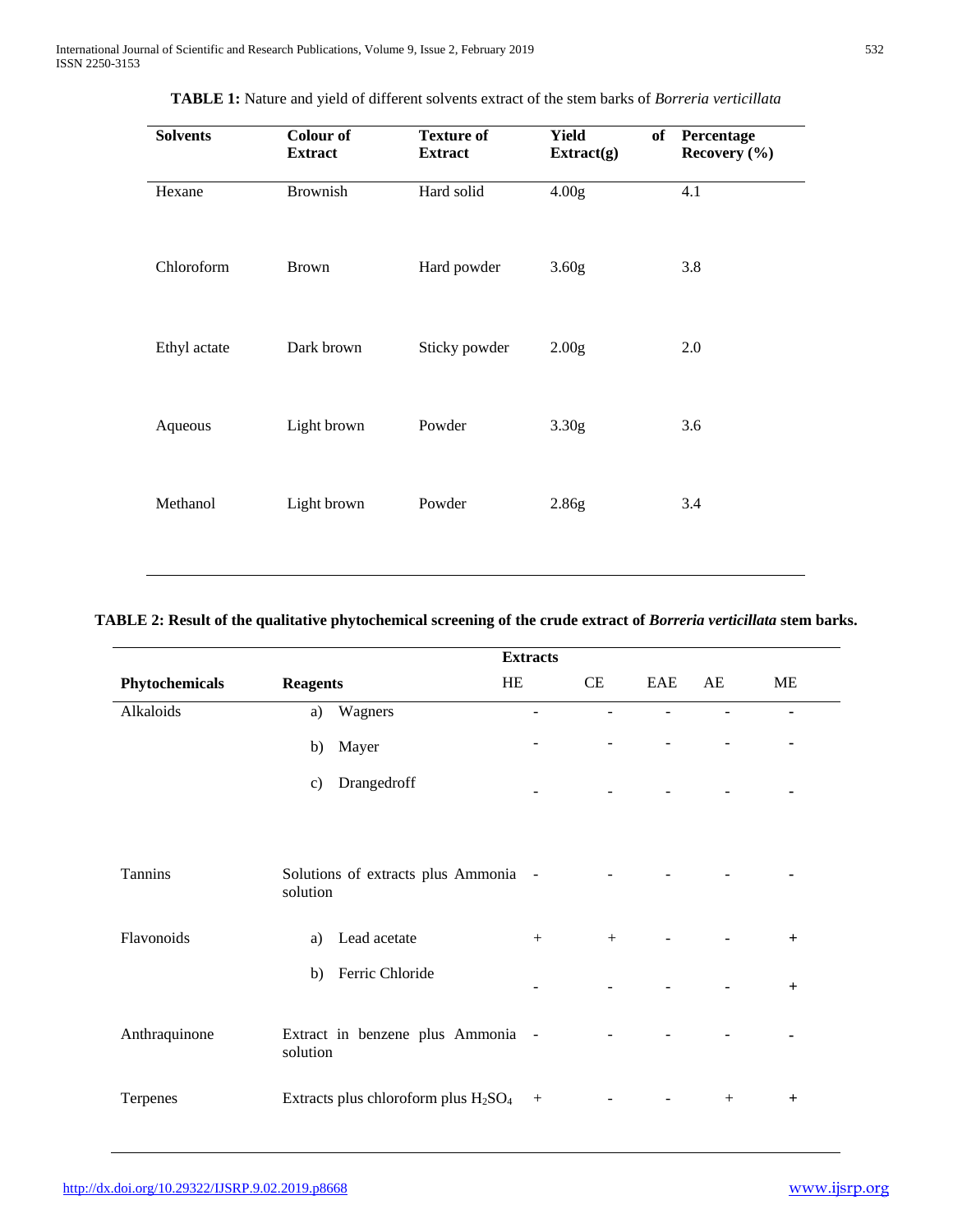**TABLE 1:** Nature and yield of different solvents extract of the stem barks of *Borreria verticillata*

| Solvents | Colour of Extract | Texture of Extract | Yield of Extract(g) | Percentage Recovery (%) |
|---|---|---|---|---|
| Hexane | Brownish | Hard solid | 4.00g | 4.1 |
| Chloroform | Brown | Hard powder | 3.60g | 3.8 |
| Ethyl actate | Dark brown | Sticky powder | 2.00g | 2.0 |
| Aqueous | Light brown | Powder | 3.30g | 3.6 |
| Methanol | Light brown | Powder | 2.86g | 3.4 |

**TABLE 2: Result of the qualitative phytochemical screening of the crude extract of *Borreria verticillata* stem barks.**

| | | Extracts | | | | |
|---|---|---|---|---|---|---|
| **Phytochemicals** | **Reagents** | HE | CE | EAE | AE | ME |
| Alkaloids | a) Wagners | - | - | - | - | - |
| | b) Mayer | - | - | - | - | - |
| | c) Drangedroff | - | - | - | - | - |
| Tannins | Solutions of extracts plus Ammonia solution | - | - | - | - | - |
| Flavonoids | a) Lead acetate | + | + | - | - | + |
| | b) Ferric Chloride | - | - | - | - | + |
| Anthraquinone | Extract in benzene plus Ammonia solution | - | - | - | - | - |
| Terpenes | Extracts plus chloroform plus $H_2SO_4$ | + | - | - | + | + |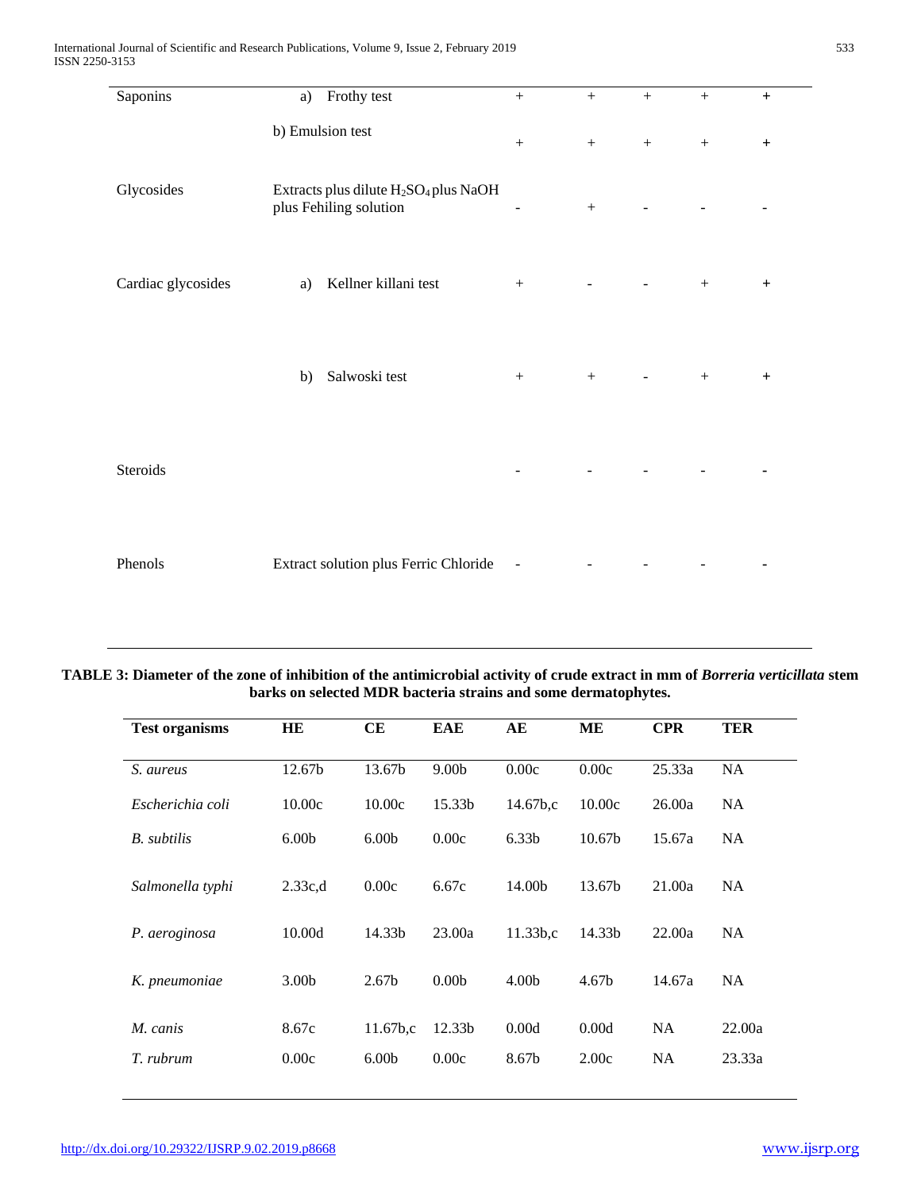| Saponins | a) Frothy test | + | + | + | + | + |
|---|---|---|---|---|---|---|
| | b) Emulsion test | + | + | + | + | + |
| Glycosides | Extracts plus dilute $H_2SO_4$ plus NaOH plus Fehiling solution | - | + | - | - | - |
| Cardiac glycosides | a) Kellner killani test | + | - | - | + | + |
| | b) Salwoski test | + | + | - | + | + |
| Steroids | | - | - | - | - | - |
| Phenols | Extract solution plus Ferric Chloride | - | - | - | - | - |

**TABLE 3: Diameter of the zone of inhibition of the antimicrobial activity of crude extract in mm of *Borreria verticillata* stem barks on selected MDR bacteria strains and some dermatophytes.**

| Test organisms | HE | CE | EAE | AE | ME | CPR | TER |
|---|---|---|---|---|---|---|---|
| *S. aureus* | 12.67b | 13.67b | 9.00b | 0.00c | 0.00c | 25.33a | NA |
| *Escherichia coli* | 10.00c | 10.00c | 15.33b | 14.67b,c | 10.00c | 26.00a | NA |
| *B. subtilis* | 6.00b | 6.00b | 0.00c | 6.33b | 10.67b | 15.67a | NA |
| *Salmonella typhi* | 2.33c,d | 0.00c | 6.67c | 14.00b | 13.67b | 21.00a | NA |
| *P. aeroginosa* | 10.00d | 14.33b | 23.00a | 11.33b,c | 14.33b | 22.00a | NA |
| *K. pneumoniae* | 3.00b | 2.67b | 0.00b | 4.00b | 4.67b | 14.67a | NA |
| *M. canis* | 8.67c | 11.67b,c | 12.33b | 0.00d | 0.00d | NA | 22.00a |
| *T. rubrum* | 0.00c | 6.00b | 0.00c | 8.67b | 2.00c | NA | 23.33a |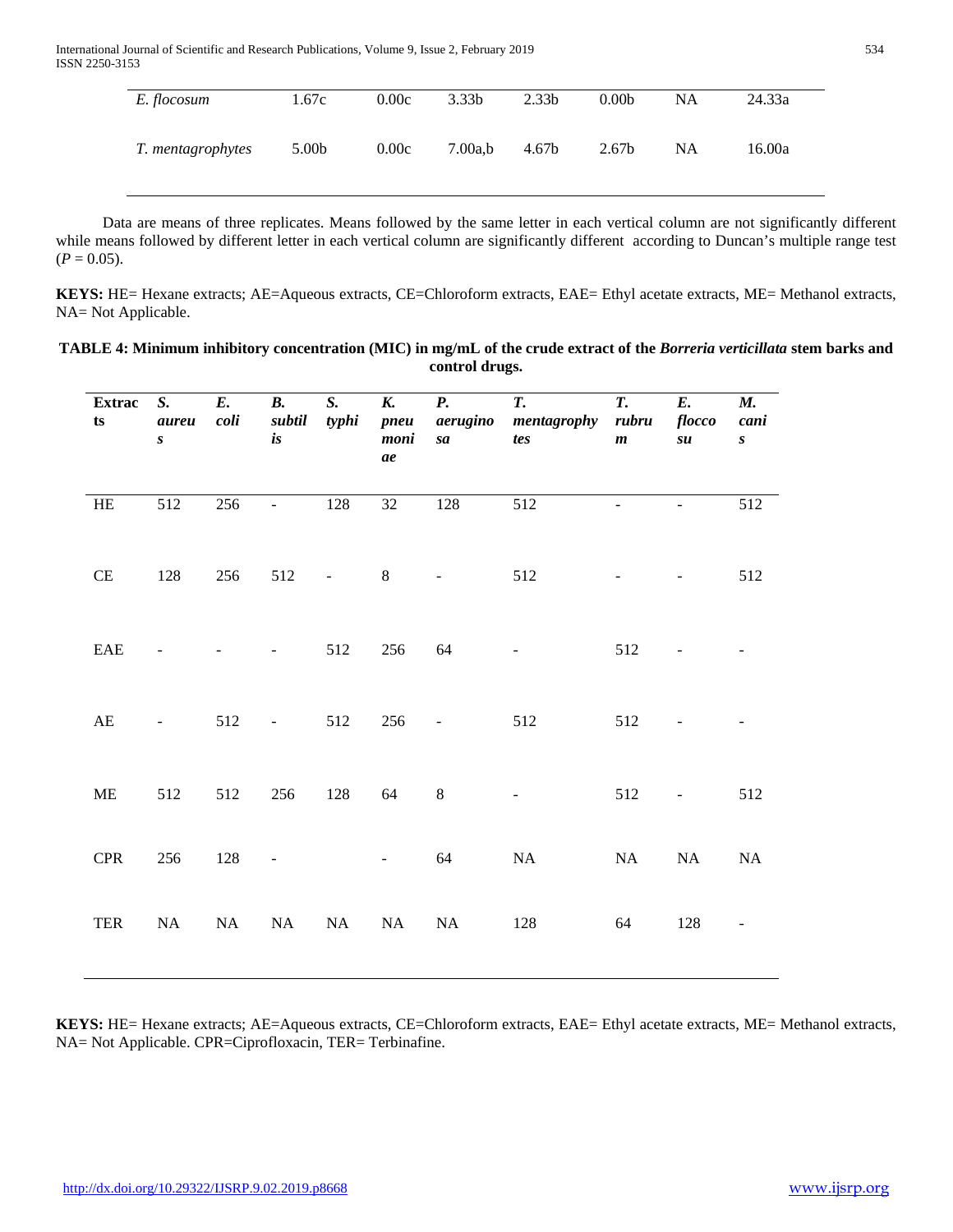| | | | | | | | |
|---|---|---|---|---|---|---|---|
| *E. flocosum* | 1.67c | 0.00c | 3.33b | 2.33b | 0.00b | NA | 24.33a |
| *T. mentagrophytes* | 5.00b | 0.00c | 7.00a,b | 4.67b | 2.67b | NA | 16.00a |

Data are means of three replicates. Means followed by the same letter in each vertical column are not significantly different while means followed by different letter in each vertical column are significantly different according to Duncan's multiple range test ($P = 0.05$).

**KEYS:** HE= Hexane extracts; AE=Aqueous extracts, CE=Chloroform extracts, EAE= Ethyl acetate extracts, ME= Methanol extracts, NA= Not Applicable.

**TABLE 4: Minimum inhibitory concentration (MIC) in mg/mL of the crude extract of the *Borreria verticillata* stem barks and control drugs.**

| Extracts | *S. aureus* | *E. coli* | *B. subtilis* | *S. typhi* | *K. pneumoniae* | *P. aeruginosa* | *T. mentagrophytes* | *T. rubrum* | *E. floccosu* | *M. canis* |
|---|---|---|---|---|---|---|---|---|---|---|
| HE | 512 | 256 | - | 128 | 32 | 128 | 512 | - | - | 512 |
| CE | 128 | 256 | 512 | - | 8 | - | 512 | - | - | 512 |
| EAE | - | - | - | 512 | 256 | 64 | - | 512 | - | - |
| AE | - | 512 | - | 512 | 256 | - | 512 | 512 | - | - |
| ME | 512 | 512 | 256 | 128 | 64 | 8 | - | 512 | - | 512 |
| CPR | 256 | 128 | - | | - | 64 | NA | NA | NA | NA |
| TER | NA | NA | NA | NA | NA | NA | 128 | 64 | 128 | - |

**KEYS:** HE= Hexane extracts; AE=Aqueous extracts, CE=Chloroform extracts, EAE= Ethyl acetate extracts, ME= Methanol extracts, NA= Not Applicable. CPR=Ciprofloxacin, TER= Terbinafine.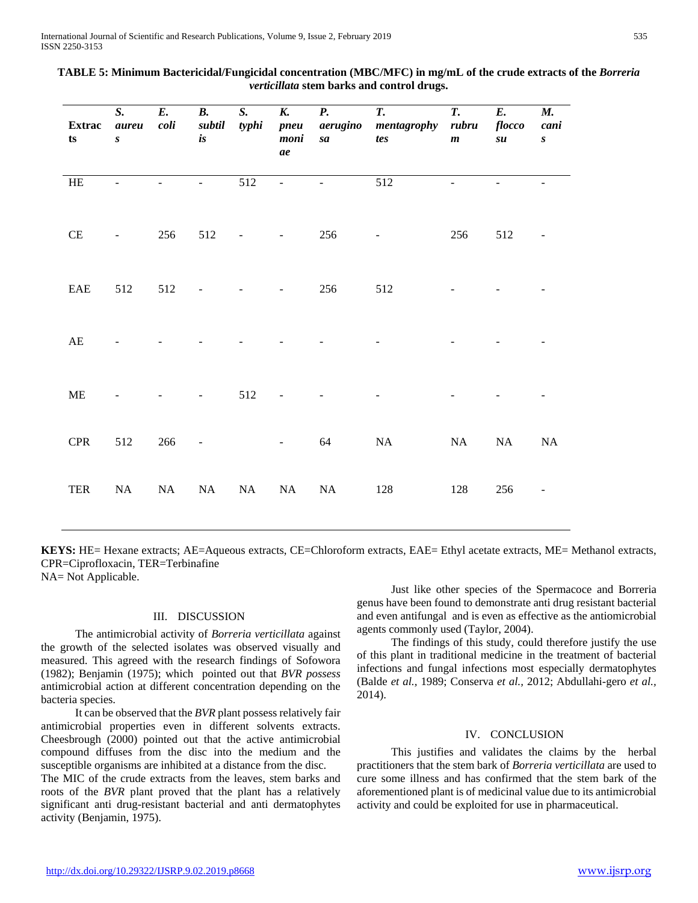**TABLE 5: Minimum Bactericidal/Fungicidal concentration (MBC/MFC) in mg/mL of the crude extracts of the *Borreria verticillata* stem barks and control drugs.**

| Extracts | *S. aureus* | *E. coli* | *B. subtilis* | *S. typhi* | *K. pneumoniae* | *P. aeruginosa* | *T. mentagrophytes* | *T. rubrum* | *E. floccosu* | *M. canis* |
|---|---|---|---|---|---|---|---|---|---|---|
| HE | - | - | - | 512 | - | - | 512 | - | - | - |
| CE | - | 256 | 512 | - | - | 256 | - | 256 | 512 | - |
| EAE | 512 | 512 | - | - | - | 256 | 512 | - | - | - |
| AE | - | - | - | - | - | - | - | - | - | - |
| ME | - | - | - | 512 | - | - | - | - | - | - |
| CPR | 512 | 266 | - | | - | 64 | NA | NA | NA | NA |
| TER | NA | NA | NA | NA | NA | NA | 128 | 128 | 256 | - |

**KEYS:** HE= Hexane extracts; AE=Aqueous extracts, CE=Chloroform extracts, EAE= Ethyl acetate extracts, ME= Methanol extracts, CPR=Ciprofloxacin, TER=Terbinafine
NA= Not Applicable.

## III. DISCUSSION

The antimicrobial activity of *Borreria verticillata* against the growth of the selected isolates was observed visually and measured. This agreed with the research findings of Sofowora (1982); Benjamin (1975); which pointed out that *BVR possess* antimicrobial action at different concentration depending on the bacteria species.

It can be observed that the *BVR* plant possess relatively fair antimicrobial properties even in different solvents extracts. Cheesbrough (2000) pointed out that the active antimicrobial compound diffuses from the disc into the medium and the susceptible organisms are inhibited at a distance from the disc.
The MIC of the crude extracts from the leaves, stem barks and roots of the *BVR* plant proved that the plant has a relatively significant anti drug-resistant bacterial and anti dermatophytes activity (Benjamin, 1975).

Just like other species of the Spermacoce and Borreria genus have been found to demonstrate anti drug resistant bacterial and even antifungal and is even as effective as the antiomicrobial agents commonly used (Taylor, 2004).

The findings of this study, could therefore justify the use of this plant in traditional medicine in the treatment of bacterial infections and fungal infections most especially dermatophytes (Balde *et al.,* 1989; Conserva *et al.,* 2012; Abdullahi-gero *et al.,* 2014).

## IV. CONCLUSION

This justifies and validates the claims by the herbal practitioners that the stem bark of *Borreria verticillata* are used to cure some illness and has confirmed that the stem bark of the aforementioned plant is of medicinal value due to its antimicrobial activity and could be exploited for use in pharmaceutical.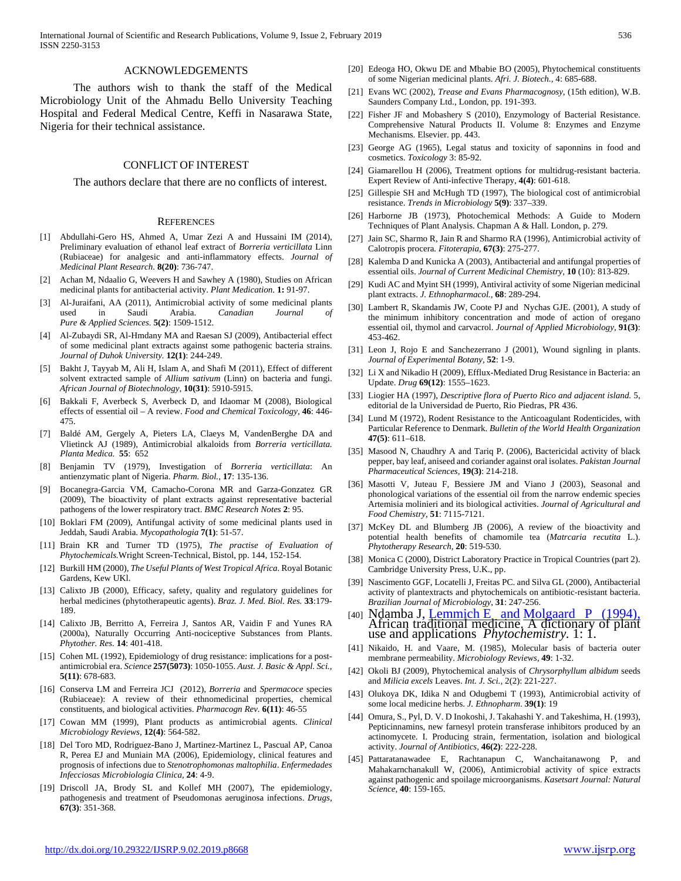## ACKNOWLEDGEMENTS

The authors wish to thank the staff of the Medical Microbiology Unit of the Ahmadu Bello University Teaching Hospital and Federal Medical Centre, Keffi in Nasarawa State, Nigeria for their technical assistance.

## CONFLICT OF INTEREST

The authors declare that there are no conflicts of interest.

## REFERENCES

[1] Abdullahi-Gero HS, Ahmed A, Umar Zezi A and Hussaini IM (2014), Preliminary evaluation of ethanol leaf extract of *Borreria verticillata* Linn (Rubiaceae) for analgesic and anti-inflammatory effects. *Journal of Medicinal Plant Research*. **8(20)**: 736-747.

[2] Achan M, Ndaalio G, Weevers H and Sawhey A (1980), Studies on African medicinal plants for antibacterial activity. *Plant Medication.* **1:** 91-97.

[3] Al-Juraifani, AA (2011), Antimicrobial activity of some medicinal plants used in Saudi Arabia. *Canadian Journal of Pure & Applied Sciences.* **5(2)**: 1509-1512.

[4] Al-Zubaydi SR, Al-Hmdany MA and Raesan SJ (2009), Antibacterial effect of some medicinal plant extracts against some pathogenic bacteria strains. *Journal of Duhok University.* **12(1)**: 244-249.

[5] Bakht J, Tayyab M, Ali H, Islam A, and Shafi M (2011), Effect of different solvent extracted sample of *Allium sativum* (Linn) on bacteria and fungi. *African Journal of Biotechnology,* **10(31)**: 5910-5915.

[6] Bakkali F, Averbeck S, Averbeck D, and Idaomar M (2008), Biological effects of essential oil – A review. *Food and Chemical Toxicology,* **46**: 446-475.

[7] Baldé AM, Gergely A, Pieters LA, Claeys M, VandenBerghe DA and Vlietinck AJ (1989), Antimicrobial alkaloids from *Borreria verticillata. Planta Medica.* **55**: 652

[8] Benjamin TV (1979), Investigation of *Borreria verticillata*: An antienzymatic plant of Nigeria. *Pharm. Biol.*, **17**: 135-136.

[9] Bocanegra-Garcia VM, Camacho-Corona MR and Garza-Gonzatez GR (2009), The bioactivity of plant extracts against representative bacterial pathogens of the lower respiratory tract. *BMC Research Notes* **2**: 95.

[10] Boklari FM (2009), Antifungal activity of some medicinal plants used in Jeddah, Saudi Arabia. *Mycopathologia* **7(1)**: 51-57.

[11] Brain KR and Turner TD (1975), *The practise of Evaluation of Phytochemicals.*Wright Screen-Technical, Bistol, pp. 144, 152-154.

[12] Burkill HM (2000), *The Useful Plants of West Tropical Africa.* Royal Botanic Gardens, Kew UKl.

[13] Calixto JB (2000), Efficacy, safety, quality and regulatory guidelines for herbal medicines (phytotherapeutic agents). *Braz. J. Med. Biol. Res.* **33**:179-189.

[14] Calixto JB, Berritto A, Ferreira J, Santos AR, Vaidin F and Yunes RA (2000a), Naturally Occurring Anti-nociceptive Substances from Plants. *Phytother. Res.* **14**: 401-418.

[15] Cohen ML (1992), Epidemiology of drug resistance: implications for a post-antimicrobial era. *Science* **257(5073)**: 1050-1055. *Aust. J. Basic & Appl. Sci.*, **5(11)**: 678-683.

[16] Conserva LM and Ferreira JCJ (2012), *Borreria* and *Spermacoce* species (Rubiaceae): A review of their ethnomedicinal properties, chemical constituents, and biological activities. *Pharmacogn Rev.* **6(11)**: 46-55

[17] Cowan MM (1999), Plant products as antimicrobial agents. *Clinical Microbiology Reviews*, **12(4)**: 564-582.

[18] Del Toro MD, Rodriguez-Bano J, Martinez-Martinez L, Pascual AP, Canoa R, Perea EJ and Muniain MA (2006), Epidemiology, clinical features and prognosis of infections due to *Stenotrophomonas maltophilia*. *Enfermedades Infecciosas Microbiologia Clinica*, **24**: 4-9.

[19] Driscoll JA, Brody SL and Kollef MH (2007), The epidemiology, pathogenesis and treatment of Pseudomonas aeruginosa infections. *Drugs*, **67(3)**: 351-368.

[20] Edeoga HO, Okwu DE and Mbabie BO (2005), Phytochemical constituents of some Nigerian medicinal plants. *Afri. J. Biotech.*, 4: 685-688.

[21] Evans WC (2002), *Trease and Evans Pharmacognosy*, (15th edition), W.B. Saunders Company Ltd., London, pp. 191-393.

[22] Fisher JF and Mobashery S (2010), Enzymology of Bacterial Resistance. Comprehensive Natural Products II. Volume 8: Enzymes and Enzyme Mechanisms. Elsevier. pp. 443.

[23] George AG (1965), Legal status and toxicity of saponnins in food and cosmetics. *Toxicology* 3: 85-92.

[24] Giamarellou H (2006), Treatment options for multidrug-resistant bacteria. Expert Review of Anti-infective Therapy, **4(4)**: 601-618.

[25] Gillespie SH and McHugh TD (1997), The biological cost of antimicrobial resistance. *Trends in Microbiology* **5(9)**: 337–339.

[26] Harborne JB (1973), Photochemical Methods: A Guide to Modern Techniques of Plant Analysis. Chapman A & Hall. London, p. 279.

[27] Jain SC, Sharmo R, Jain R and Sharmo RA (1996), Antimicrobial activity of Calotropis procera. *Fitoterapia*, **67(3)**: 275-277.

[28] Kalemba D and Kunicka A (2003), Antibacterial and antifungal properties of essential oils. *Journal of Current Medicinal Chemistry*, **10** (10): 813-829.

[29] Kudi AC and Myint SH (1999), Antiviral activity of some Nigerian medicinal plant extracts. *J. Ethnopharmacol.,* **68**: 289-294.

[30] Lambert R, Skandamis JW, Coote PJ and Nychas GJE. (2001), A study of the minimum inhibitory concentration and mode of action of oregano essential oil, thymol and carvacrol. *Journal of Applied Microbiology*, **91(3)**: 453-462.

[31] Leon J, Rojo E and Sanchezerrano J (2001), Wound signling in plants. *Journal of Experimental Botany*, **52**: 1-9.

[32] Li X and Nikadio H (2009), Efflux-Mediated Drug Resistance in Bacteria: an Update. *Drug* **69(12)**: 1555–1623.

[33] Liogier HA (1997), *Descriptive flora of Puerto Rico and adjacent island.* 5, editorial de la Universidad de Puerto, Rio Piedras, PR 436.

[34] Lund M (1972), Rodent Resistance to the Anticoagulant Rodenticides, with Particular Reference to Denmark. *Bulletin of the World Health Organization* **47(5)**: 611–618.

[35] Masood N, Chaudhry A and Tariq P. (2006), Bactericidal activity of black pepper, bay leaf, aniseed and coriander against oral isolates. *Pakistan Journal Pharmaceutical Sciences*, **19(3)**: 214-218.

[36] Masotti V, Juteau F, Bessiere JM and Viano J (2003), Seasonal and phonological variations of the essential oil from the narrow endemic species Artemisia molinieri and its biological activities. *Journal of Agricultural and Food Chemistry*, **51**: 7115-7121.

[37] McKey DL and Blumberg JB (2006), A review of the bioactivity and potential health benefits of chamomile tea (*Matrcaria recutita* L.). *Phytotherapy Research*, **20**: 519-530.

[38] Monica C (2000), District Laboratory Practice in Tropical Countries (part 2). Cambridge University Press, U.K., pp.

[39] Nascimento GGF, Locatelli J, Freitas PC. and Silva GL (2000), Antibacterial activity of plantextracts and phytochemicals on antibiotic-resistant bacteria. *Brazilian Journal of Microbiology*, **31**: 247-256.

[40] Ndamba J, Lemmich E and Molgaard P (1994), African traditional medicine. A dictionary of plant use and applications *Phytochemistry.* 1: 1.

[41] Nikaido, H. and Vaare, M. (1985), Molecular basis of bacteria outer membrane permeability. *Microbiology Reviews*, **49**: 1-32.

[42] Okoli BJ (2009), Phytochemical analysis of *Chrysorphyllum albidum* seeds and *Milicia excels* Leaves. *Int. J. Sci.,* 2(2): 221-227.

[43] Olukoya DK, Idika N and Odugbemi T (1993), Antimicrobial activity of some local medicine herbs. *J. Ethnopharm.* **39(1)**: 19

[44] Omura, S., Pyl, D. V. D Inokoshi, J. Takahashi Y. and Takeshima, H. (1993), Pepticinnamins, new farnesyl protein transferase inhibitors produced by an actinomycete. I. Producing strain, fermentation, isolation and biological activity. *Journal of Antibiotics*, **46(2)**: 222-228.

[45] Pattaratanawadee E, Rachtanapun C, Wanchaitanawong P, and Mahakarnchanakull W, (2006), Antimicrobial activity of spice extracts against pathogenic and spoilage microorganisms. *Kasetsart Journal: Natural Science*, **40**: 159-165.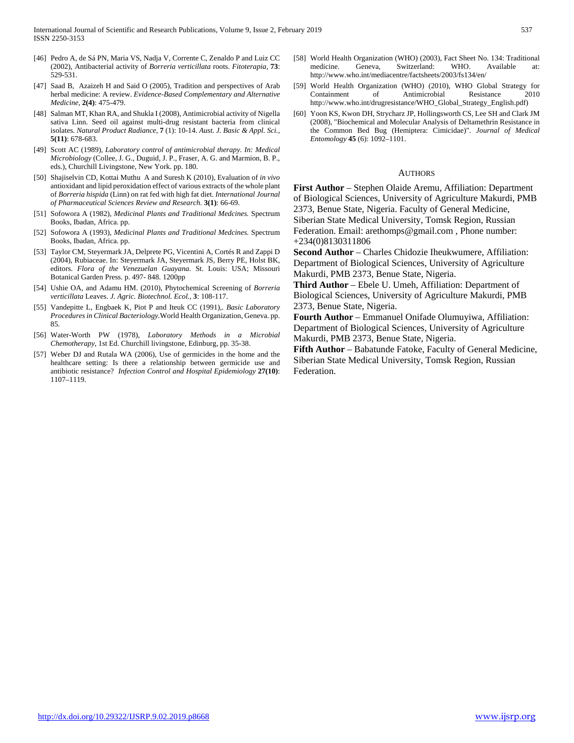[46] Pedro A, de Sá PN, Maria VS, Nadja V, Corrente C, Zenaldo P and Luiz CC (2002), Antibacterial activity of *Borreria verticillata* roots. *Fitoterapia,* **73**: 529-531.

[47] Saad B, Azaizeh H and Said O (2005), Tradition and perspectives of Arab herbal medicine: A review. *Evidence-Based Complementary and Alternative Medicine,* **2(4)**: 475-479.

[48] Salman MT, Khan RA, and Shukla I (2008), Antimicrobial activity of Nigella sativa Linn. Seed oil against multi-drug resistant bacteria from clinical isolates. *Natural Product Radiance,* **7** (1): 10-14. *Aust. J. Basic & Appl. Sci.,* **5(11)**: 678-683.

[49] Scott AC (1989), *Laboratory control of antimicrobial therapy. In: Medical Microbiology* (Collee, J. G., Duguid, J. P., Fraser, A. G. and Marmion, B. P., eds.), Churchill Livingstone, New York. pp. 180.

[50] Shajiselvin CD, Kottai Muthu A and Suresh K (2010), Evaluation of *in vivo* antioxidant and lipid peroxidation effect of various extracts of the whole plant of *Borreria hispida* (Linn) on rat fed with high fat diet. *International Journal of Pharmaceutical Sciences Review and Research.* **3(1)**: 66-69.

[51] Sofowora A (1982), *Medicinal Plants and Traditional Medcines.* Spectrum Books, Ibadan, Africa. pp.

[52] Sofowora A (1993), *Medicinal Plants and Traditional Medcines.* Spectrum Books, Ibadan, Africa. pp.

[53] Taylor CM, Steyermark JA, Delprete PG, Vicentini A, Cortés R and Zappi D (2004), Rubiaceae. In: Steyermark JA, Steyermark JS, Berry PE, Holst BK, editors. *Flora of the Venezuelan Guayana.* St. Louis: USA; Missouri Botanical Garden Press. p. 497- 848. 1200pp

[54] Ushie OA, and Adamu HM. (2010), Phytochemical Screening of *Borreria verticillata* Leaves. *J. Agric. Biotechnol. Ecol.,* **3**: 108-117.

[55] Vandepitte L, Engbaek K, Piot P and Iteuk CC (1991),. *Basic Laboratory Procedures in Clinical Bacteriology.*World Health Organization, Geneva. pp. 85.

[56] Water-Worth PW (1978), *Laboratory Methods in a Microbial Chemotherapy*, 1st Ed. Churchill livingstone, Edinburg, pp. 35-38.

[57] Weber DJ and Rutala WA (2006), Use of germicides in the home and the healthcare setting: Is there a relationship between germicide use and antibiotic resistance? *Infection Control and Hospital Epidemiology* **27(10)**: 1107–1119.

[58] World Health Organization (WHO) (2003), Fact Sheet No. 134: Traditional medicine. Geneva, Switzerland: WHO. Available at: http://www.who.int/mediacentre/factsheets/2003/fs134/en/

[59] World Health Organization (WHO) (2010), WHO Global Strategy for Containment of Antimicrobial Resistance 2010 http://www.who.int/drugresistance/WHO_Global_Strategy_English.pdf)

[60] Yoon KS, Kwon DH, Strycharz JP, Hollingsworth CS, Lee SH and Clark JM (2008), "Biochemical and Molecular Analysis of Deltamethrin Resistance in the Common Bed Bug (Hemiptera: Cimicidae)". *Journal of Medical Entomology* **45** (6): 1092–1101.

## AUTHORS

**First Author** – Stephen Olaide Aremu, Affiliation: Department of Biological Sciences, University of Agriculture Makurdi, PMB 2373, Benue State, Nigeria. Faculty of General Medicine, Siberian State Medical University, Tomsk Region, Russian Federation. Email: arethomps@gmail.com , Phone number: +234(0)8130311806

**Second Author** – Charles Chidozie Iheukwumere, Affiliation: Department of Biological Sciences, University of Agriculture Makurdi, PMB 2373, Benue State, Nigeria.

**Third Author** – Ebele U. Umeh, Affiliation: Department of Biological Sciences, University of Agriculture Makurdi, PMB 2373, Benue State, Nigeria.

**Fourth Author** – Emmanuel Onifade Olumuyiwa, Affiliation: Department of Biological Sciences, University of Agriculture Makurdi, PMB 2373, Benue State, Nigeria.

**Fifth Author** – Babatunde Fatoke, Faculty of General Medicine, Siberian State Medical University, Tomsk Region, Russian Federation.